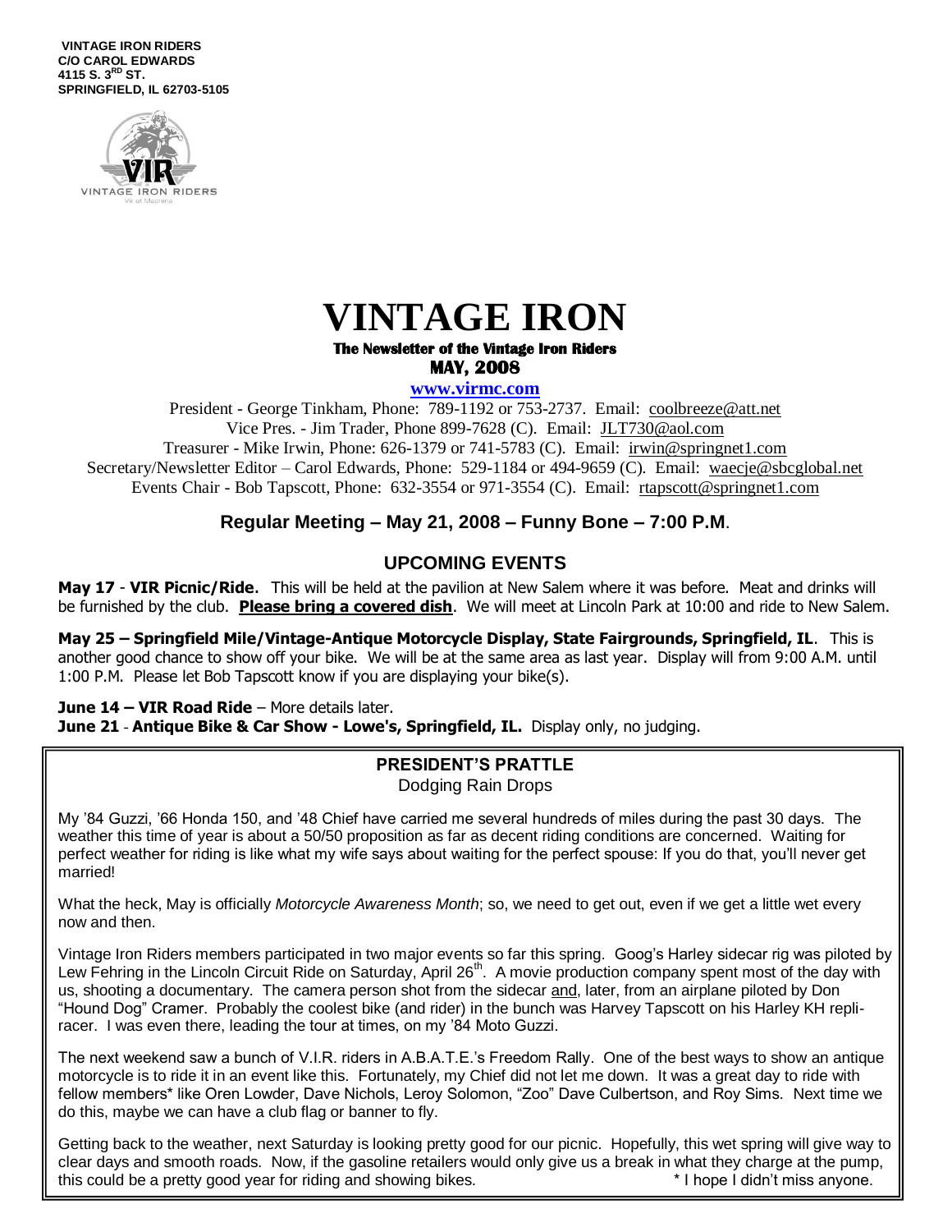VINTAGE IRON RIDERS
C/O CAROL EDWARDS
4115 S. 3RD ST.
SPRINGFIELD, IL 62703-5105

# VINTAGE IRON

**The Newsletter of the Vintage Iron Riders**
**MAY, 2008**

**www.virmc.com**

President - George Tinkham, Phone: 789-1192 or 753-2737. Email: coolbreeze@att.net
Vice Pres. - Jim Trader, Phone 899-7628 (C). Email: JLT730@aol.com
Treasurer - Mike Irwin, Phone: 626-1379 or 741-5783 (C). Email: irwin@springnet1.com
Secretary/Newsletter Editor – Carol Edwards, Phone: 529-1184 or 494-9659 (C). Email: waecje@sbcglobal.net
Events Chair - Bob Tapscott, Phone: 632-3554 or 971-3554 (C). Email: rtapscott@springnet1.com

## Regular Meeting – May 21, 2008 – Funny Bone – 7:00 P.M.

## UPCOMING EVENTS

**May 17** - **VIR Picnic/Ride.** This will be held at the pavilion at New Salem where it was before. Meat and drinks will be furnished by the club. **Please bring a covered dish**. We will meet at Lincoln Park at 10:00 and ride to New Salem.

**May 25 – Springfield Mile/Vintage-Antique Motorcycle Display, State Fairgrounds, Springfield, IL**. This is another good chance to show off your bike. We will be at the same area as last year. Display will from 9:00 A.M. until 1:00 P.M. Please let Bob Tapscott know if you are displaying your bike(s).

**June 14 – VIR Road Ride** – More details later.
**June 21** - **Antique Bike & Car Show - Lowe's, Springfield, IL.** Display only, no judging.

### PRESIDENT'S PRATTLE

Dodging Rain Drops

My '84 Guzzi, '66 Honda 150, and '48 Chief have carried me several hundreds of miles during the past 30 days. The weather this time of year is about a 50/50 proposition as far as decent riding conditions are concerned. Waiting for perfect weather for riding is like what my wife says about waiting for the perfect spouse: If you do that, you'll never get married!

What the heck, May is officially *Motorcycle Awareness Month*; so, we need to get out, even if we get a little wet every now and then.

Vintage Iron Riders members participated in two major events so far this spring. Goog's Harley sidecar rig was piloted by Lew Fehring in the Lincoln Circuit Ride on Saturday, April 26th. A movie production company spent most of the day with us, shooting a documentary. The camera person shot from the sidecar and, later, from an airplane piloted by Don "Hound Dog" Cramer. Probably the coolest bike (and rider) in the bunch was Harvey Tapscott on his Harley KH repli-racer. I was even there, leading the tour at times, on my '84 Moto Guzzi.

The next weekend saw a bunch of V.I.R. riders in A.B.A.T.E.'s Freedom Rally. One of the best ways to show an antique motorcycle is to ride it in an event like this. Fortunately, my Chief did not let me down. It was a great day to ride with fellow members* like Oren Lowder, Dave Nichols, Leroy Solomon, "Zoo" Dave Culbertson, and Roy Sims. Next time we do this, maybe we can have a club flag or banner to fly.

Getting back to the weather, next Saturday is looking pretty good for our picnic. Hopefully, this wet spring will give way to clear days and smooth roads. Now, if the gasoline retailers would only give us a break in what they charge at the pump, this could be a pretty good year for riding and showing bikes.

* I hope I didn't miss anyone.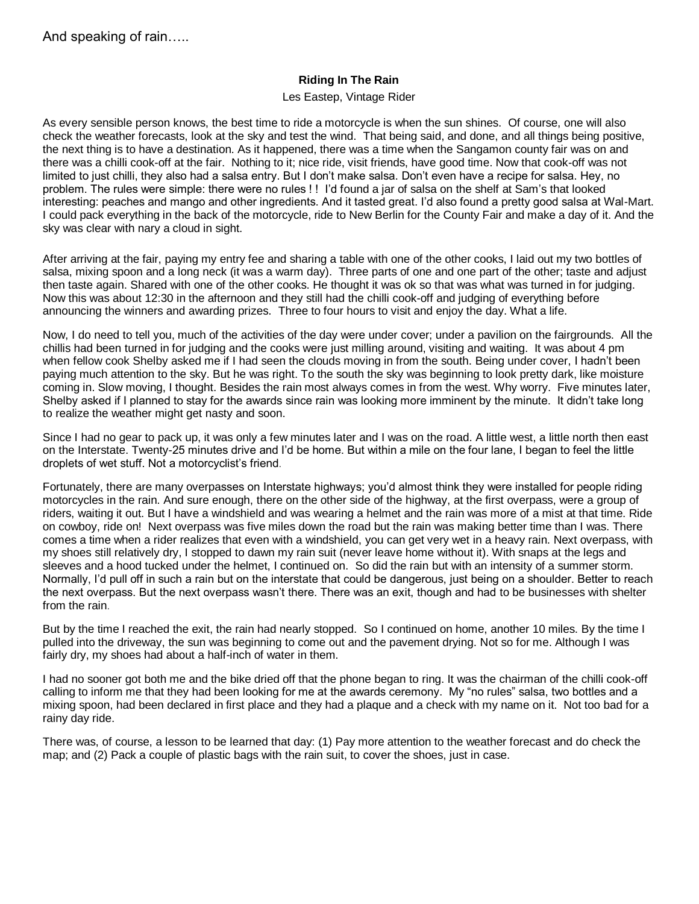And speaking of rain…..

**Riding In The Rain**

Les Eastep, Vintage Rider

As every sensible person knows, the best time to ride a motorcycle is when the sun shines. Of course, one will also check the weather forecasts, look at the sky and test the wind. That being said, and done, and all things being positive, the next thing is to have a destination. As it happened, there was a time when the Sangamon county fair was on and there was a chilli cook-off at the fair. Nothing to it; nice ride, visit friends, have good time. Now that cook-off was not limited to just chilli, they also had a salsa entry. But I don't make salsa. Don't even have a recipe for salsa. Hey, no problem. The rules were simple: there were no rules ! ! I'd found a jar of salsa on the shelf at Sam's that looked interesting: peaches and mango and other ingredients. And it tasted great. I'd also found a pretty good salsa at Wal-Mart. I could pack everything in the back of the motorcycle, ride to New Berlin for the County Fair and make a day of it. And the sky was clear with nary a cloud in sight.

After arriving at the fair, paying my entry fee and sharing a table with one of the other cooks, I laid out my two bottles of salsa, mixing spoon and a long neck (it was a warm day). Three parts of one and one part of the other; taste and adjust then taste again. Shared with one of the other cooks. He thought it was ok so that was what was turned in for judging. Now this was about 12:30 in the afternoon and they still had the chilli cook-off and judging of everything before announcing the winners and awarding prizes. Three to four hours to visit and enjoy the day. What a life.

Now, I do need to tell you, much of the activities of the day were under cover; under a pavilion on the fairgrounds. All the chillis had been turned in for judging and the cooks were just milling around, visiting and waiting. It was about 4 pm when fellow cook Shelby asked me if I had seen the clouds moving in from the south. Being under cover, I hadn't been paying much attention to the sky. But he was right. To the south the sky was beginning to look pretty dark, like moisture coming in. Slow moving, I thought. Besides the rain most always comes in from the west. Why worry. Five minutes later, Shelby asked if I planned to stay for the awards since rain was looking more imminent by the minute. It didn't take long to realize the weather might get nasty and soon.

Since I had no gear to pack up, it was only a few minutes later and I was on the road. A little west, a little north then east on the Interstate. Twenty-25 minutes drive and I'd be home. But within a mile on the four lane, I began to feel the little droplets of wet stuff. Not a motorcyclist's friend.

Fortunately, there are many overpasses on Interstate highways; you'd almost think they were installed for people riding motorcycles in the rain. And sure enough, there on the other side of the highway, at the first overpass, were a group of riders, waiting it out. But I have a windshield and was wearing a helmet and the rain was more of a mist at that time. Ride on cowboy, ride on! Next overpass was five miles down the road but the rain was making better time than I was. There comes a time when a rider realizes that even with a windshield, you can get very wet in a heavy rain. Next overpass, with my shoes still relatively dry, I stopped to dawn my rain suit (never leave home without it). With snaps at the legs and sleeves and a hood tucked under the helmet, I continued on. So did the rain but with an intensity of a summer storm. Normally, I'd pull off in such a rain but on the interstate that could be dangerous, just being on a shoulder. Better to reach the next overpass. But the next overpass wasn't there. There was an exit, though and had to be businesses with shelter from the rain.

But by the time I reached the exit, the rain had nearly stopped. So I continued on home, another 10 miles. By the time I pulled into the driveway, the sun was beginning to come out and the pavement drying. Not so for me. Although I was fairly dry, my shoes had about a half-inch of water in them.

I had no sooner got both me and the bike dried off that the phone began to ring. It was the chairman of the chilli cook-off calling to inform me that they had been looking for me at the awards ceremony. My "no rules" salsa, two bottles and a mixing spoon, had been declared in first place and they had a plaque and a check with my name on it. Not too bad for a rainy day ride.

There was, of course, a lesson to be learned that day: (1) Pay more attention to the weather forecast and do check the map; and (2) Pack a couple of plastic bags with the rain suit, to cover the shoes, just in case.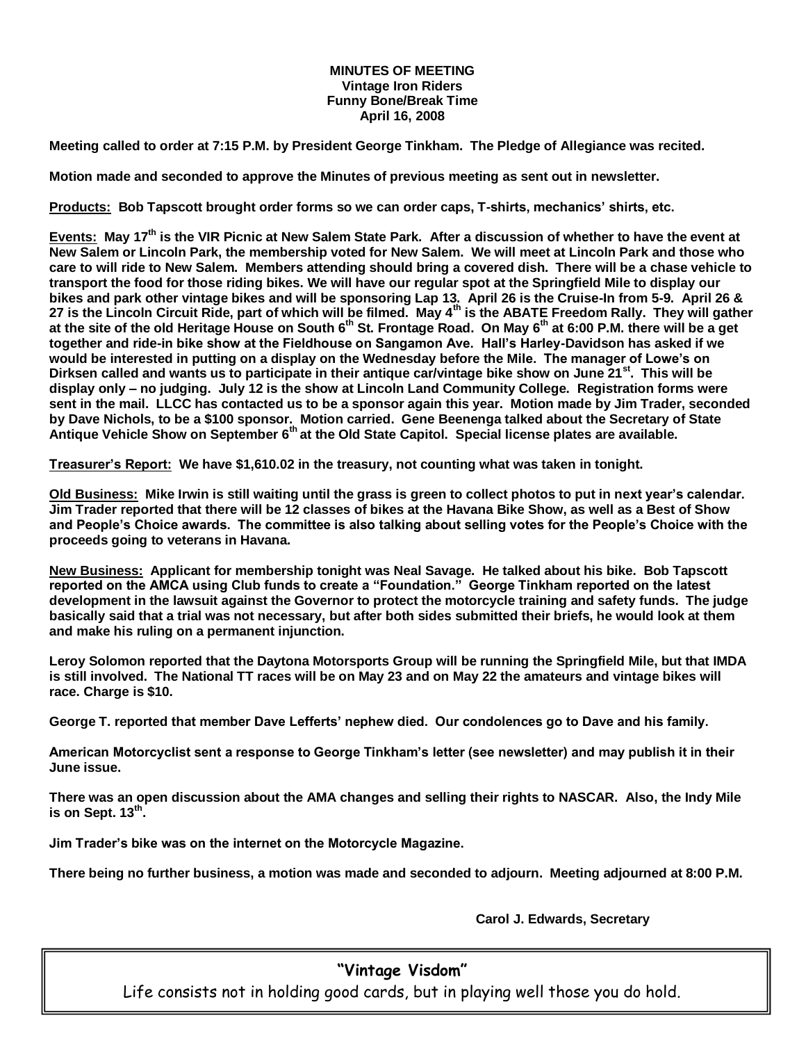**MINUTES OF MEETING**
**Vintage Iron Riders**
**Funny Bone/Break Time**
**April 16, 2008**

**Meeting called to order at 7:15 P.M. by President George Tinkham. The Pledge of Allegiance was recited.**

**Motion made and seconded to approve the Minutes of previous meeting as sent out in newsletter.**

**Products: Bob Tapscott brought order forms so we can order caps, T-shirts, mechanics' shirts, etc.**

**Events: May 17th is the VIR Picnic at New Salem State Park. After a discussion of whether to have the event at New Salem or Lincoln Park, the membership voted for New Salem. We will meet at Lincoln Park and those who care to will ride to New Salem. Members attending should bring a covered dish. There will be a chase vehicle to transport the food for those riding bikes. We will have our regular spot at the Springfield Mile to display our bikes and park other vintage bikes and will be sponsoring Lap 13. April 26 is the Cruise-In from 5-9. April 26 & 27 is the Lincoln Circuit Ride, part of which will be filmed. May 4th is the ABATE Freedom Rally. They will gather at the site of the old Heritage House on South 6th St. Frontage Road. On May 6th at 6:00 P.M. there will be a get together and ride-in bike show at the Fieldhouse on Sangamon Ave. Hall's Harley-Davidson has asked if we would be interested in putting on a display on the Wednesday before the Mile. The manager of Lowe's on Dirksen called and wants us to participate in their antique car/vintage bike show on June 21st. This will be display only – no judging. July 12 is the show at Lincoln Land Community College. Registration forms were sent in the mail. LLCC has contacted us to be a sponsor again this year. Motion made by Jim Trader, seconded by Dave Nichols, to be a $100 sponsor. Motion carried. Gene Beenenga talked about the Secretary of State Antique Vehicle Show on September 6th at the Old State Capitol. Special license plates are available.**

**Treasurer's Report: We have $1,610.02 in the treasury, not counting what was taken in tonight.**

**Old Business: Mike Irwin is still waiting until the grass is green to collect photos to put in next year's calendar. Jim Trader reported that there will be 12 classes of bikes at the Havana Bike Show, as well as a Best of Show and People's Choice awards. The committee is also talking about selling votes for the People's Choice with the proceeds going to veterans in Havana.**

**New Business: Applicant for membership tonight was Neal Savage. He talked about his bike. Bob Tapscott reported on the AMCA using Club funds to create a "Foundation." George Tinkham reported on the latest development in the lawsuit against the Governor to protect the motorcycle training and safety funds. The judge basically said that a trial was not necessary, but after both sides submitted their briefs, he would look at them and make his ruling on a permanent injunction.**

**Leroy Solomon reported that the Daytona Motorsports Group will be running the Springfield Mile, but that IMDA is still involved. The National TT races will be on May 23 and on May 22 the amateurs and vintage bikes will race. Charge is $10.**

**George T. reported that member Dave Lefferts' nephew died. Our condolences go to Dave and his family.**

**American Motorcyclist sent a response to George Tinkham's letter (see newsletter) and may publish it in their June issue.**

**There was an open discussion about the AMA changes and selling their rights to NASCAR. Also, the Indy Mile is on Sept. 13th.**

**Jim Trader's bike was on the internet on the Motorcycle Magazine.**

**There being no further business, a motion was made and seconded to adjourn. Meeting adjourned at 8:00 P.M.**

**Carol J. Edwards, Secretary**

**"Vintage Visdom"**

Life consists not in holding good cards, but in playing well those you do hold.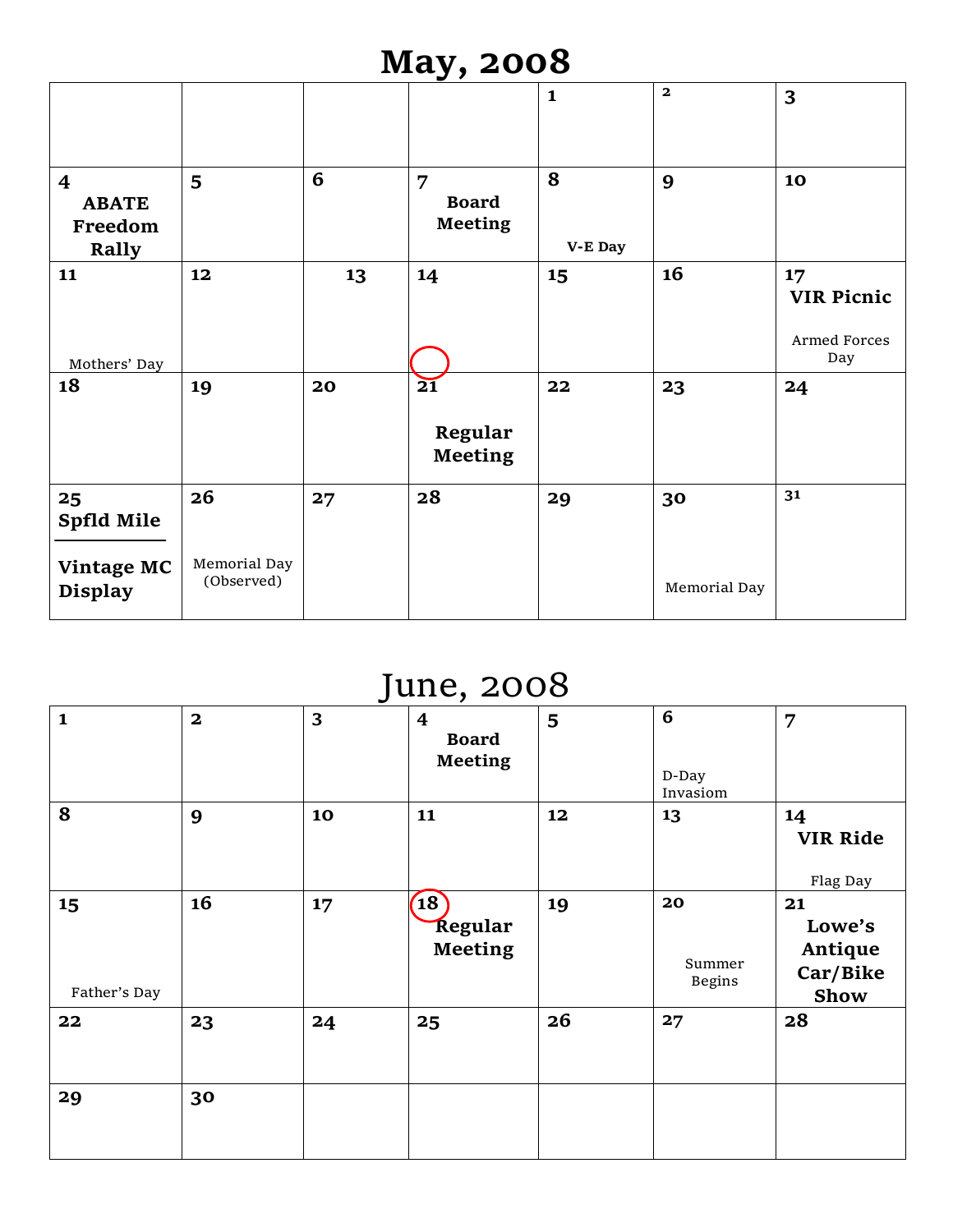# May, 2008

| | | | | | | |
|---|---|---|---|---|---|---|
| | | | | 1 | 2 | 3 |
| 4 **ABATE Freedom Rally** | 5 | 6 | 7 **Board Meeting** | 8 V-E Day | 9 | 10 |
| 11 Mothers' Day | 12 | 13 | 14 | 15 | 16 | 17 **VIR Picnic** Armed Forces Day |
| 18 | 19 | 20 | 21 **Regular Meeting** | 22 | 23 | 24 |
| 25 **Spfld Mile** / **Vintage MC Display** | 26 Memorial Day (Observed) | 27 | 28 | 29 | 30 Memorial Day | 31 |

# June, 2008

| | | | | | | |
|---|---|---|---|---|---|---|
| 1 | 2 | 3 | 4 **Board Meeting** | 5 | 6 D-Day Invasiom | 7 |
| 8 | 9 | 10 | 11 | 12 | 13 | 14 **VIR Ride** Flag Day |
| 15 Father's Day | 16 | 17 | 18 **Regular Meeting** | 19 | 20 Summer Begins | 21 **Lowe's Antique Car/Bike Show** |
| 22 | 23 | 24 | 25 | 26 | 27 | 28 |
| 29 | 30 | | | | | |